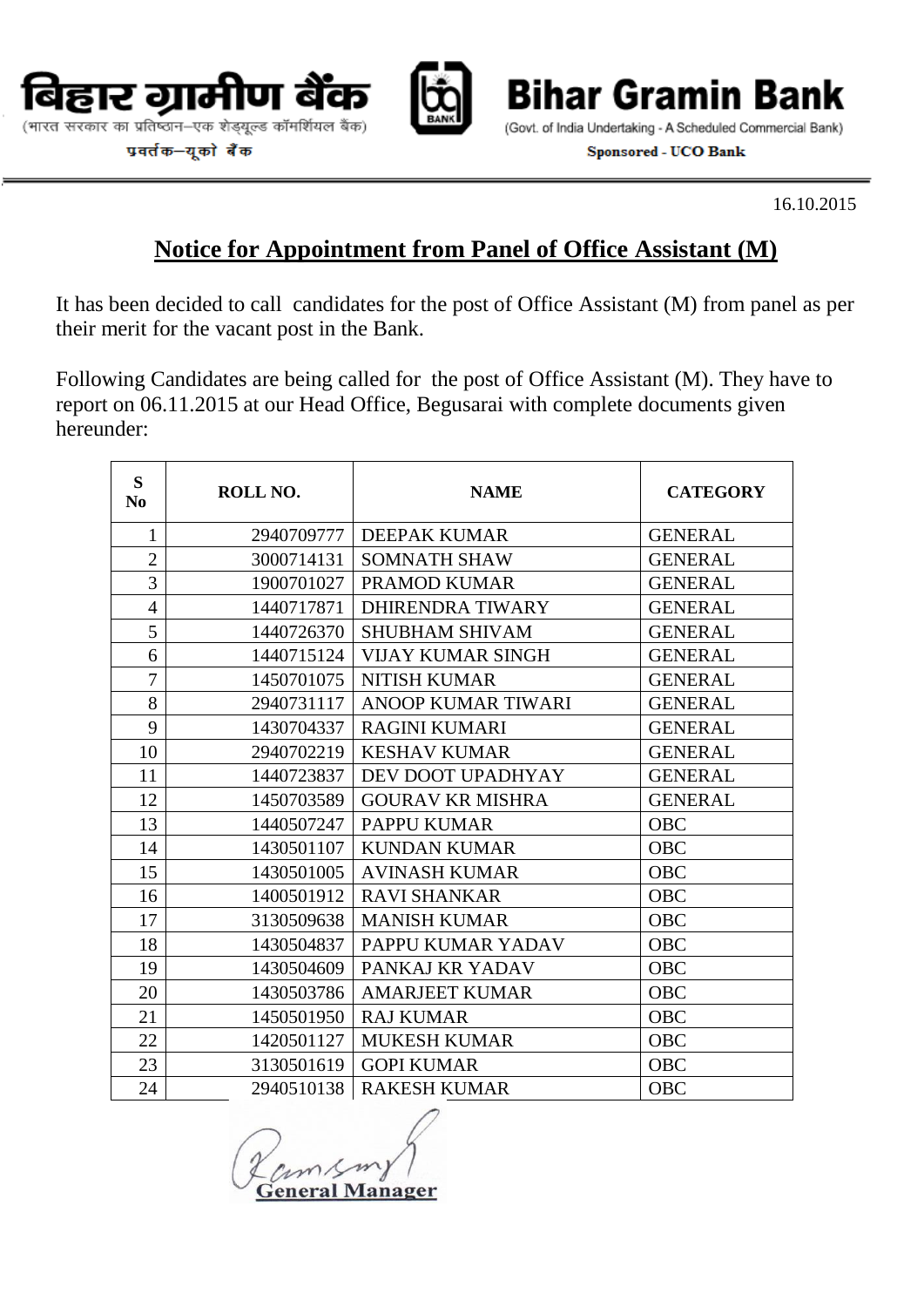बिहार ग्रामीण बैंक

(भारत सरकार का प्रतिष्ठान–एक शेड्यूल्ड कॉमर्शियल बैंक)

प्रवर्तक–यूको बैंक

**Bihar Gramin Bank**

(Govt. of India Undertaking - A Scheduled Commercial Bank)

**Sponsored - UCO Bank**

16.10.2015

## Notice for Appointment from Panel of Office Assistant (M)

It has been decided to call candidates for the post of Office Assistant (M) from panel as per their merit for the vacant post in the Bank.

Following Candidates are being called for the post of Office Assistant (M). They have to report on 06.11.2015 at our Head Office, Begusarai with complete documents given hereunder:

| S No | ROLL NO. | NAME | CATEGORY |
|---|---|---|---|
| 1 | 2940709777 | DEEPAK KUMAR | GENERAL |
| 2 | 3000714131 | SOMNATH SHAW | GENERAL |
| 3 | 1900701027 | PRAMOD KUMAR | GENERAL |
| 4 | 1440717871 | DHIRENDRA TIWARY | GENERAL |
| 5 | 1440726370 | SHUBHAM SHIVAM | GENERAL |
| 6 | 1440715124 | VIJAY KUMAR SINGH | GENERAL |
| 7 | 1450701075 | NITISH KUMAR | GENERAL |
| 8 | 2940731117 | ANOOP KUMAR TIWARI | GENERAL |
| 9 | 1430704337 | RAGINI KUMARI | GENERAL |
| 10 | 2940702219 | KESHAV KUMAR | GENERAL |
| 11 | 1440723837 | DEV DOOT UPADHYAY | GENERAL |
| 12 | 1450703589 | GOURAV KR MISHRA | GENERAL |
| 13 | 1440507247 | PAPPU KUMAR | OBC |
| 14 | 1430501107 | KUNDAN KUMAR | OBC |
| 15 | 1430501005 | AVINASH KUMAR | OBC |
| 16 | 1400501912 | RAVI SHANKAR | OBC |
| 17 | 3130509638 | MANISH KUMAR | OBC |
| 18 | 1430504837 | PAPPU KUMAR YADAV | OBC |
| 19 | 1430504609 | PANKAJ KR YADAV | OBC |
| 20 | 1430503786 | AMARJEET KUMAR | OBC |
| 21 | 1450501950 | RAJ KUMAR | OBC |
| 22 | 1420501127 | MUKESH KUMAR | OBC |
| 23 | 3130501619 | GOPI KUMAR | OBC |
| 24 | 2940510138 | RAKESH KUMAR | OBC |

**General Manager**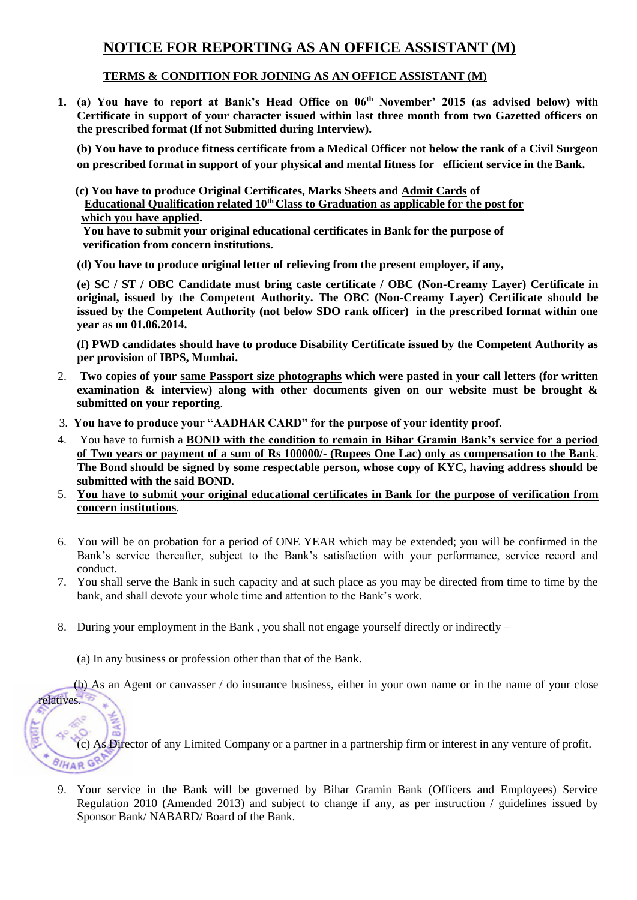# NOTICE FOR REPORTING AS AN OFFICE ASSISTANT (M)

## TERMS & CONDITION FOR JOINING AS AN OFFICE ASSISTANT (M)

1. **(a) You have to report at Bank's Head Office on 06th November' 2015 (as advised below) with Certificate in support of your character issued within last three month from two Gazetted officers on the prescribed format (If not Submitted during Interview).**

   **(b) You have to produce fitness certificate from a Medical Officer not below the rank of a Civil Surgeon on prescribed format in support of your physical and mental fitness for efficient service in the Bank.**

   **(c) You have to produce Original Certificates, Marks Sheets and Admit Cards of Educational Qualification related 10th Class to Graduation as applicable for the post for which you have applied.**
   **You have to submit your original educational certificates in Bank for the purpose of verification from concern institutions.**

   **(d) You have to produce original letter of relieving from the present employer, if any,**

   **(e) SC / ST / OBC Candidate must bring caste certificate / OBC (Non-Creamy Layer) Certificate in original, issued by the Competent Authority. The OBC (Non-Creamy Layer) Certificate should be issued by the Competent Authority (not below SDO rank officer) in the prescribed format within one year as on 01.06.2014.**

   **(f) PWD candidates should have to produce Disability Certificate issued by the Competent Authority as per provision of IBPS, Mumbai.**

2. **Two copies of your same Passport size photographs which were pasted in your call letters (for written examination & interview) along with other documents given on our website must be brought & submitted on your reporting**.
3. **You have to produce your "AADHAR CARD" for the purpose of identity proof.**
4. You have to furnish a **BOND with the condition to remain in Bihar Gramin Bank's service for a period of Two years or payment of a sum of Rs 100000/- (Rupees One Lac) only as compensation to the Bank**. **The Bond should be signed by some respectable person, whose copy of KYC, having address should be submitted with the said BOND.**
5. **You have to submit your original educational certificates in Bank for the purpose of verification from concern institutions**.
6. You will be on probation for a period of ONE YEAR which may be extended; you will be confirmed in the Bank's service thereafter, subject to the Bank's satisfaction with your performance, service record and conduct.
7. You shall serve the Bank in such capacity and at such place as you may be directed from time to time by the bank, and shall devote your whole time and attention to the Bank's work.
8. During your employment in the Bank , you shall not engage yourself directly or indirectly –

   (a) In any business or profession other than that of the Bank.

   (b) As an Agent or canvasser / do insurance business, either in your own name or in the name of your close relatives.

   (c) As Director of any Limited Company or a partner in a partnership firm or interest in any venture of profit.

9. Your service in the Bank will be governed by Bihar Gramin Bank (Officers and Employees) Service Regulation 2010 (Amended 2013) and subject to change if any, as per instruction / guidelines issued by Sponsor Bank/ NABARD/ Board of the Bank.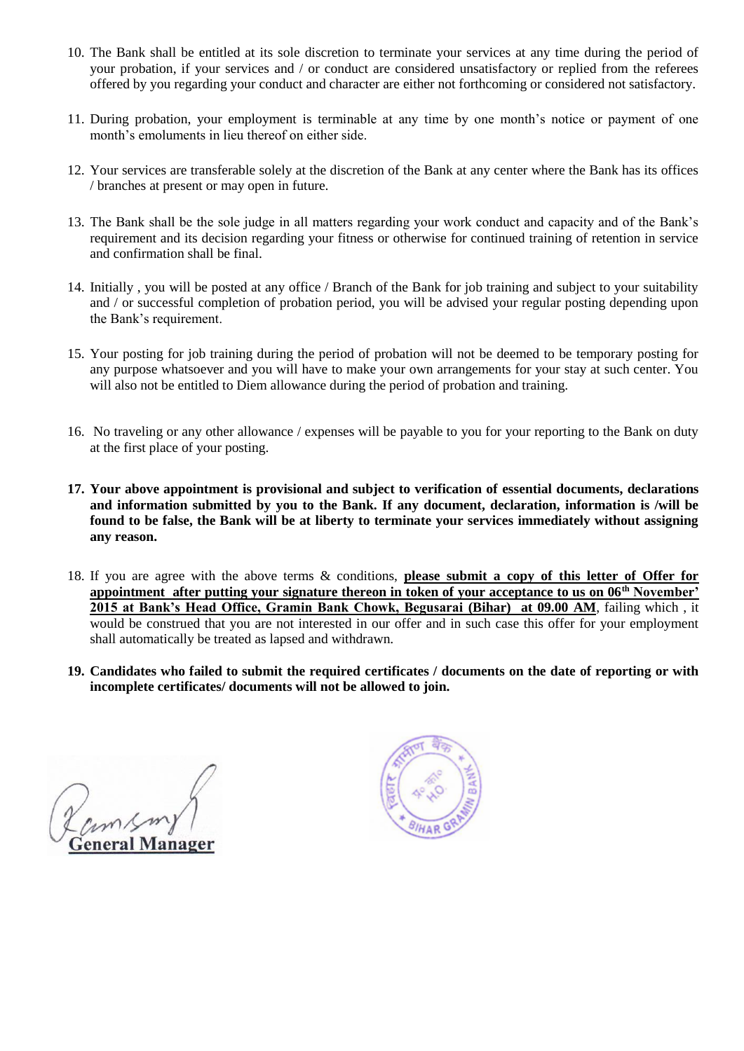10. The Bank shall be entitled at its sole discretion to terminate your services at any time during the period of your probation, if your services and / or conduct are considered unsatisfactory or replied from the referees offered by you regarding your conduct and character are either not forthcoming or considered not satisfactory.

11. During probation, your employment is terminable at any time by one month's notice or payment of one month's emoluments in lieu thereof on either side.

12. Your services are transferable solely at the discretion of the Bank at any center where the Bank has its offices / branches at present or may open in future.

13. The Bank shall be the sole judge in all matters regarding your work conduct and capacity and of the Bank's requirement and its decision regarding your fitness or otherwise for continued training of retention in service and confirmation shall be final.

14. Initially , you will be posted at any office / Branch of the Bank for job training and subject to your suitability and / or successful completion of probation period, you will be advised your regular posting depending upon the Bank's requirement.

15. Your posting for job training during the period of probation will not be deemed to be temporary posting for any purpose whatsoever and you will have to make your own arrangements for your stay at such center. You will also not be entitled to Diem allowance during the period of probation and training.

16. No traveling or any other allowance / expenses will be payable to you for your reporting to the Bank on duty at the first place of your posting.

17. **Your above appointment is provisional and subject to verification of essential documents, declarations and information submitted by you to the Bank. If any document, declaration, information is /will be found to be false, the Bank will be at liberty to terminate your services immediately without assigning any reason.**

18. If you are agree with the above terms & conditions, **please submit a copy of this letter of Offer for appointment after putting your signature thereon in token of your acceptance to us on 06th November' 2015 at Bank's Head Office, Gramin Bank Chowk, Begusarai (Bihar) at 09.00 AM**, failing which , it would be construed that you are not interested in our offer and in such case this offer for your employment shall automatically be treated as lapsed and withdrawn.

19. **Candidates who failed to submit the required certificates / documents on the date of reporting or with incomplete certificates/ documents will not be allowed to join.**

**General Manager**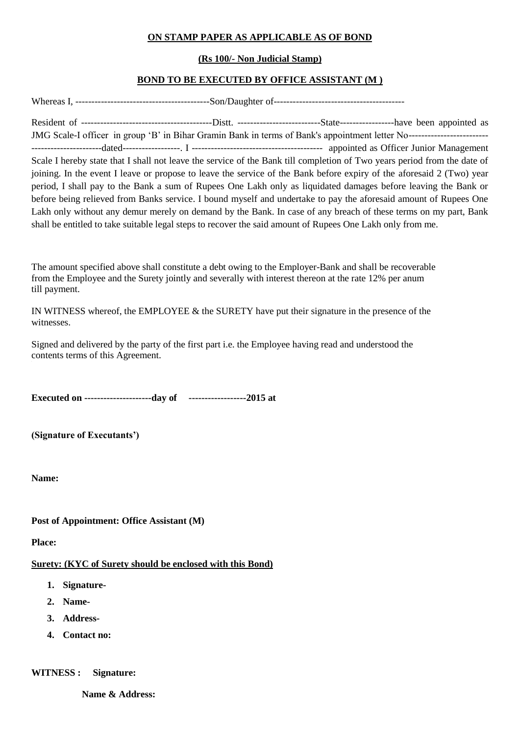**ON STAMP PAPER AS APPLICABLE AS OF BOND**

**(Rs 100/- Non Judicial Stamp)**

**BOND TO BE EXECUTED BY OFFICE ASSISTANT (M )**

Whereas I, ------------------------------------------Son/Daughter of-----------------------------------------

Resident of -----------------------------------------Distt. --------------------------State-----------------have been appointed as JMG Scale-I officer in group 'B' in Bihar Gramin Bank in terms of Bank's appointment letter No----------------------------------------------dated------------------. I ----------------------------------------- appointed as Officer Junior Management Scale I hereby state that I shall not leave the service of the Bank till completion of Two years period from the date of joining. In the event I leave or propose to leave the service of the Bank before expiry of the aforesaid 2 (Two) year period, I shall pay to the Bank a sum of Rupees One Lakh only as liquidated damages before leaving the Bank or before being relieved from Banks service. I bound myself and undertake to pay the aforesaid amount of Rupees One Lakh only without any demur merely on demand by the Bank. In case of any breach of these terms on my part, Bank shall be entitled to take suitable legal steps to recover the said amount of Rupees One Lakh only from me.

The amount specified above shall constitute a debt owing to the Employer-Bank and shall be recoverable from the Employee and the Surety jointly and severally with interest thereon at the rate 12% per anum till payment.

IN WITNESS whereof, the EMPLOYEE & the SURETY have put their signature in the presence of the witnesses.

Signed and delivered by the party of the first part i.e. the Employee having read and understood the contents terms of this Agreement.

**Executed on ---------------------day of ------------------2015 at**

**(Signature of Executants')**

**Name:**

**Post of Appointment: Office Assistant (M)**

**Place:**

**Surety: (KYC of Surety should be enclosed with this Bond)**

1. **Signature-**
2. **Name-**
3. **Address-**
4. **Contact no:**

**WITNESS : Signature:**

**Name & Address:**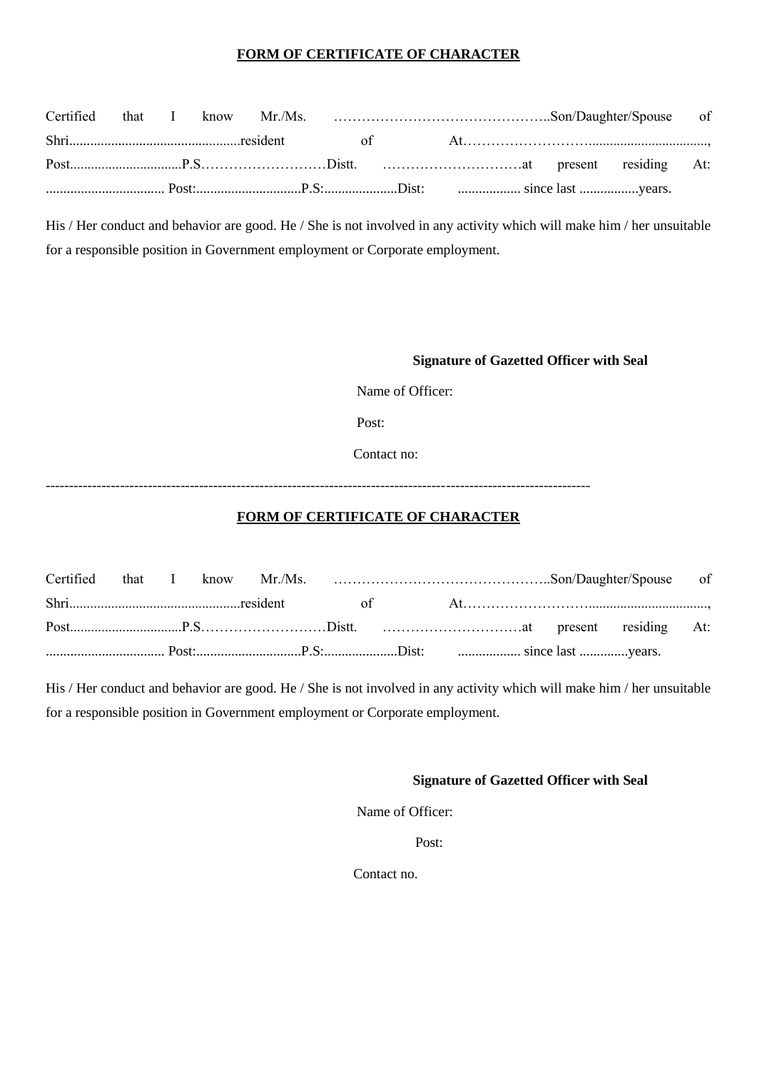**FORM OF CERTIFICATE OF CHARACTER**

Certified that I know Mr./Ms. ………………………………………..Son/Daughter/Spouse of Shri.................................................resident of At……………………..................................., Post................................P.S………………………Distt. …………………………at present residing At: .................................. Post:..............................P.S:.....................Dist: .................. since last .................years.

His / Her conduct and behavior are good. He / She is not involved in any activity which will make him / her unsuitable for a responsible position in Government employment or Corporate employment.

**Signature of Gazetted Officer with Seal**

Name of Officer:

Post:

Contact no:

---

**FORM OF CERTIFICATE OF CHARACTER**

Certified that I know Mr./Ms. ………………………………………..Son/Daughter/Spouse of Shri.................................................resident of At……………………..................................., Post................................P.S………………………Distt. …………………………at present residing At: .................................. Post:..............................P.S:.....................Dist: .................. since last ..............years.

His / Her conduct and behavior are good. He / She is not involved in any activity which will make him / her unsuitable for a responsible position in Government employment or Corporate employment.

**Signature of Gazetted Officer with Seal**

Name of Officer:

Post:

Contact no.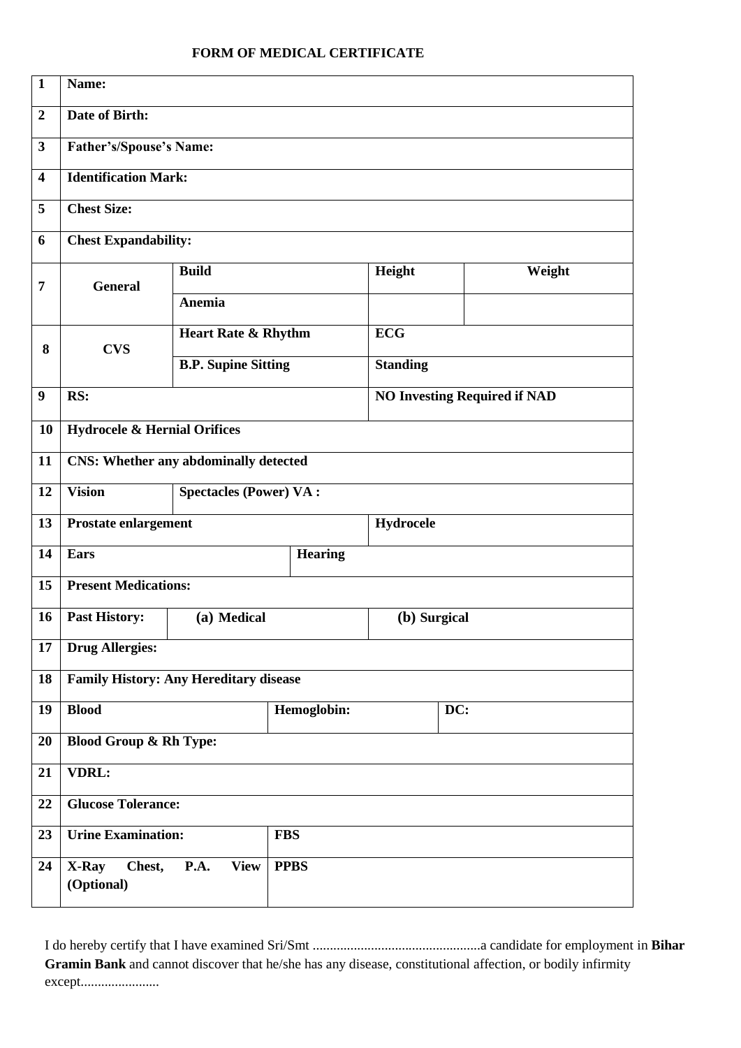# FORM OF MEDICAL CERTIFICATE

| | | | | | |
|---|---|---|---|---|---|
| **1** | **Name:** | | | | |
| **2** | **Date of Birth:** | | | | |
| **3** | **Father's/Spouse's Name:** | | | | |
| **4** | **Identification Mark:** | | | | |
| **5** | **Chest Size:** | | | | |
| **6** | **Chest Expandability:** | | | | |
| **7** | **General** | **Build** | | **Height** | **Weight** |
| | | **Anemia** | | | |
| **8** | **CVS** | **Heart Rate & Rhythm** | | **ECG** | |
| | | **B.P. Supine Sitting** | | **Standing** | |
| **9** | **RS:** | | | **NO Investing Required if NAD** | |
| **10** | **Hydrocele & Hernial Orifices** | | | | |
| **11** | **CNS: Whether any abdominally detected** | | | | |
| **12** | **Vision** | **Spectacles (Power) VA :** | | | |
| **13** | **Prostate enlargement** | | | **Hydrocele** | |
| **14** | **Ears** | | **Hearing** | | |
| **15** | **Present Medications:** | | | | |
| **16** | **Past History:** | **(a) Medical** | | **(b) Surgical** | |
| **17** | **Drug Allergies:** | | | | |
| **18** | **Family History: Any Hereditary disease** | | | | |
| **19** | **Blood** | | **Hemoglobin:** | | **DC:** |
| **20** | **Blood Group & Rh Type:** | | | | |
| **21** | **VDRL:** | | | | |
| **22** | **Glucose Tolerance:** | | | | |
| **23** | **Urine Examination:** | | **FBS** | | |
| **24** | **X-Ray Chest, P.A. View (Optional)** | | **PPBS** | | |

I do hereby certify that I have examined Sri/Smt .................................................a candidate for employment in **Bihar Gramin Bank** and cannot discover that he/she has any disease, constitutional affection, or bodily infirmity except.......................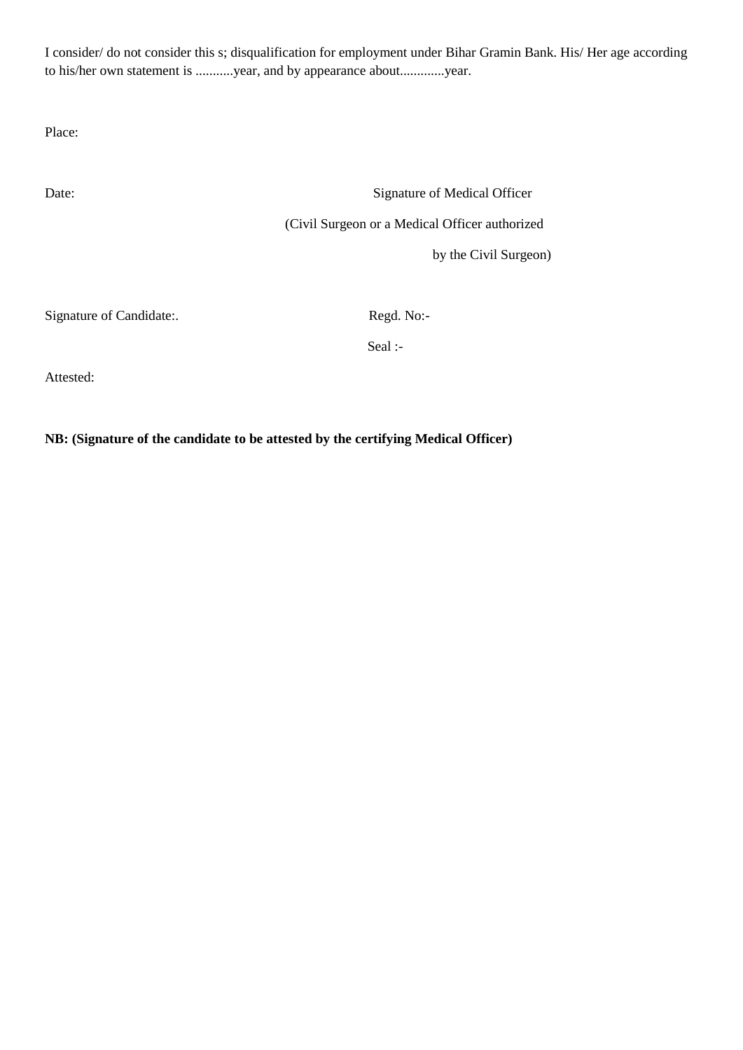I consider/ do not consider this s; disqualification for employment under Bihar Gramin Bank. His/ Her age according to his/her own statement is ...........year, and by appearance about.............year.

Place:

Date:

Signature of Medical Officer

(Civil Surgeon or a Medical Officer authorized by the Civil Surgeon)

Signature of Candidate:.

Regd. No:-

Seal :-

Attested:

**NB: (Signature of the candidate to be attested by the certifying Medical Officer)**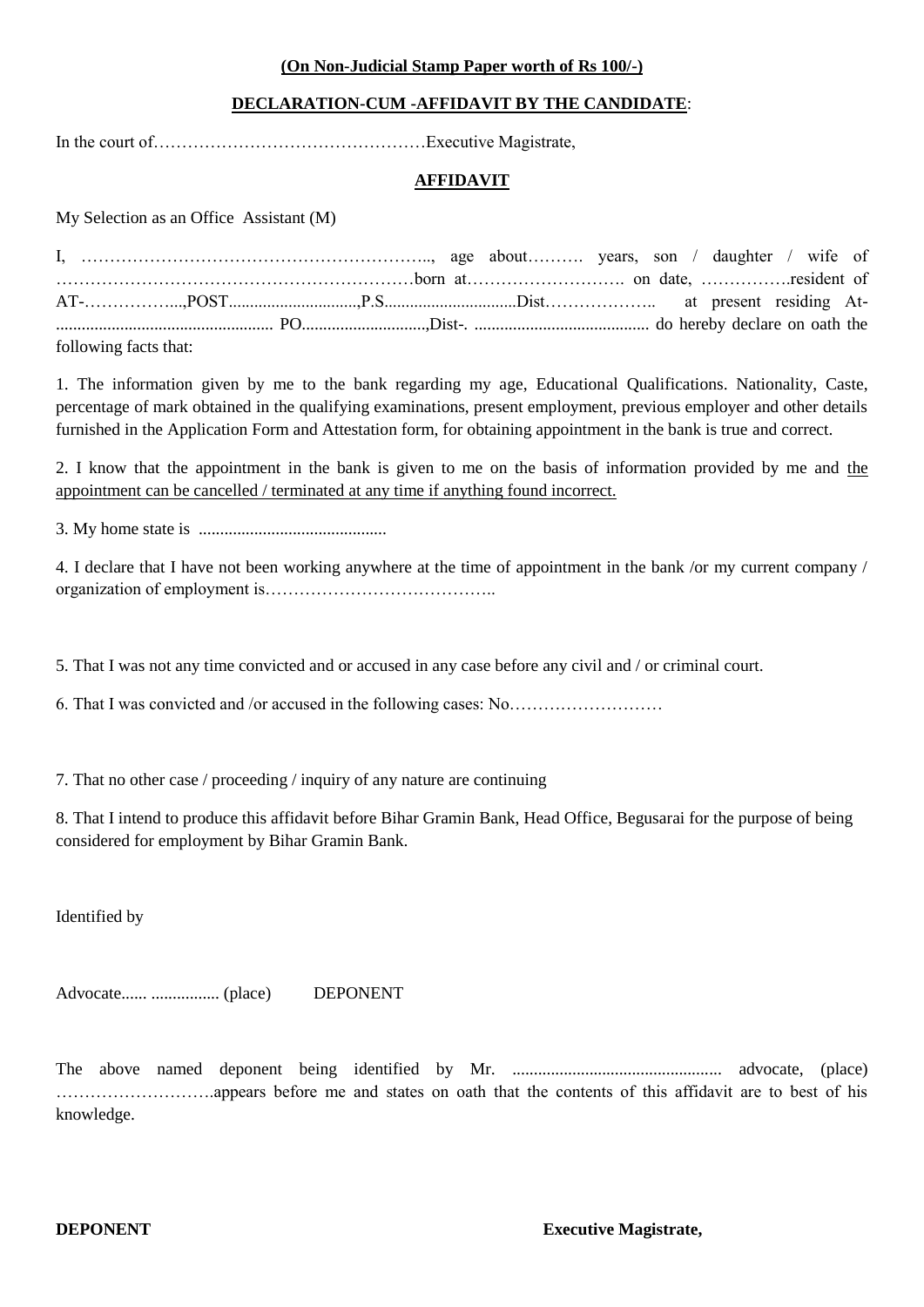**(On Non-Judicial Stamp Paper worth of Rs 100/-)**

**DECLARATION-CUM -AFFIDAVIT BY THE CANDIDATE**:

In the court of…………………………………………Executive Magistrate,

**AFFIDAVIT**

My Selection as an Office Assistant (M)

I, …………………………………………………….., age about………. years, son / daughter / wife of ………………………………………………………born at………………………. on date, …………….resident of AT-……………..,POST..............................,P.S..............................Dist……………….. at present residing At-.................................................. PO.............................,Dist-. .......................................... do hereby declare on oath the following facts that:

1. The information given by me to the bank regarding my age, Educational Qualifications. Nationality, Caste, percentage of mark obtained in the qualifying examinations, present employment, previous employer and other details furnished in the Application Form and Attestation form, for obtaining appointment in the bank is true and correct.

2. I know that the appointment in the bank is given to me on the basis of information provided by me and <u>the appointment can be cancelled / terminated at any time if anything found incorrect.</u>

3. My home state is ............................................

4. I declare that I have not been working anywhere at the time of appointment in the bank /or my current company / organization of employment is…………………………………..

5. That I was not any time convicted and or accused in any case before any civil and / or criminal court.

6. That I was convicted and /or accused in the following cases: No………………………

7. That no other case / proceeding / inquiry of any nature are continuing

8. That I intend to produce this affidavit before Bihar Gramin Bank, Head Office, Begusarai for the purpose of being considered for employment by Bihar Gramin Bank.

Identified by

Advocate...... ................ (place) DEPONENT

The above named deponent being identified by Mr. ................................................ advocate, (place) ……………………….appears before me and states on oath that the contents of this affidavit are to best of his knowledge.

**DEPONENT** **Executive Magistrate,**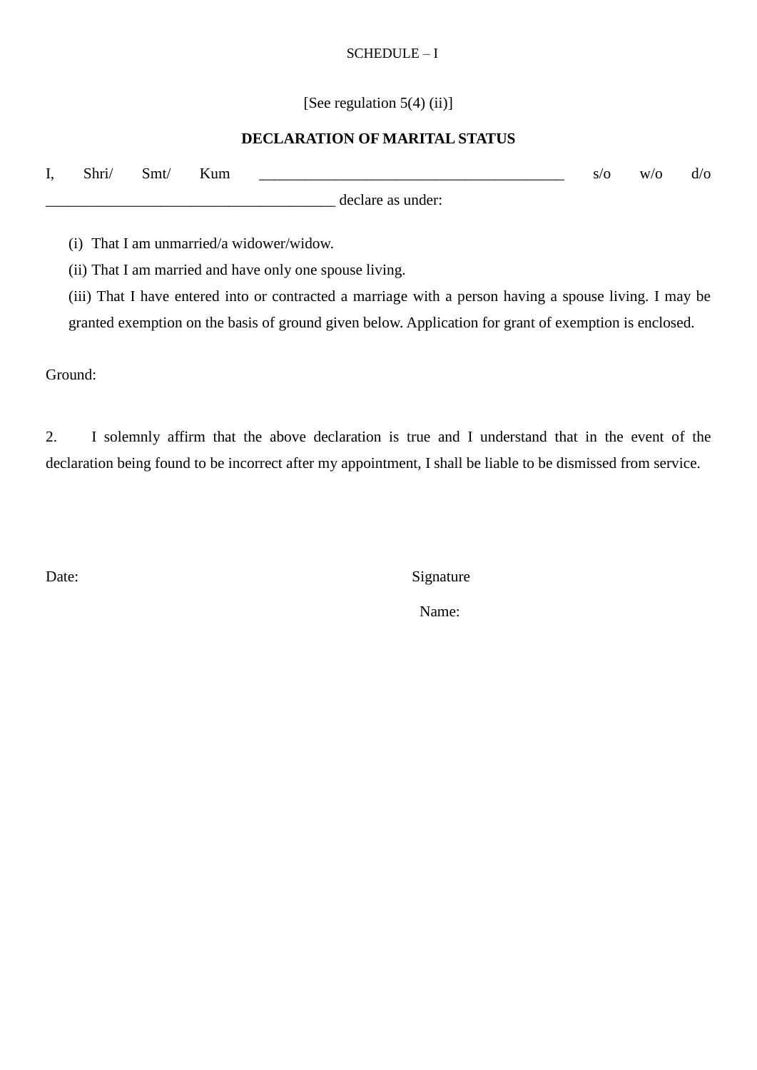SCHEDULE – I

[See regulation 5(4) (ii)]

**DECLARATION OF MARITAL STATUS**

I, Shri/ Smt/ Kum ________________________________________ s/o w/o d/o ______________________________________ declare as under:

(i) That I am unmarried/a widower/widow.

(ii) That I am married and have only one spouse living.

(iii) That I have entered into or contracted a marriage with a person having a spouse living. I may be granted exemption on the basis of ground given below. Application for grant of exemption is enclosed.

Ground:

2. I solemnly affirm that the above declaration is true and I understand that in the event of the declaration being found to be incorrect after my appointment, I shall be liable to be dismissed from service.

Date: Signature

Name: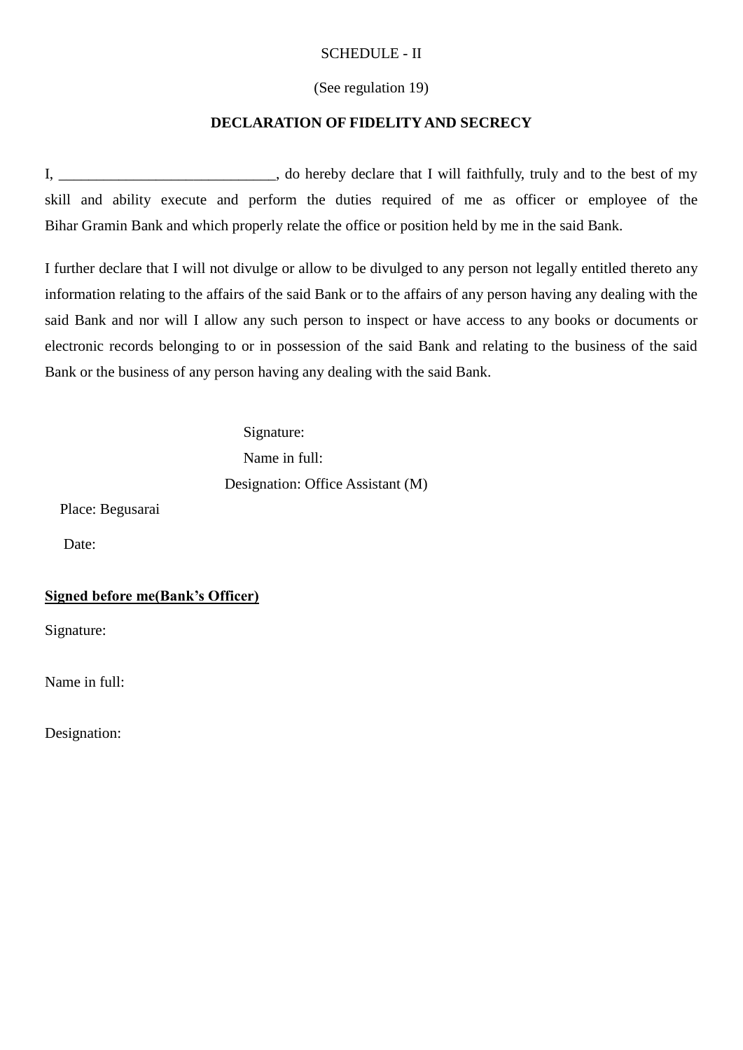SCHEDULE - II

(See regulation 19)

**DECLARATION OF FIDELITY AND SECRECY**

I, ____________________________, do hereby declare that I will faithfully, truly and to the best of my skill and ability execute and perform the duties required of me as officer or employee of the Bihar Gramin Bank and which properly relate the office or position held by me in the said Bank.

I further declare that I will not divulge or allow to be divulged to any person not legally entitled thereto any information relating to the affairs of the said Bank or to the affairs of any person having any dealing with the said Bank and nor will I allow any such person to inspect or have access to any books or documents or electronic records belonging to or in possession of the said Bank and relating to the business of the said Bank or the business of any person having any dealing with the said Bank.

Signature:

Name in full:

Designation: Office Assistant (M)

Place: Begusarai

Date:

**Signed before me(Bank's Officer)**

Signature:

Name in full:

Designation: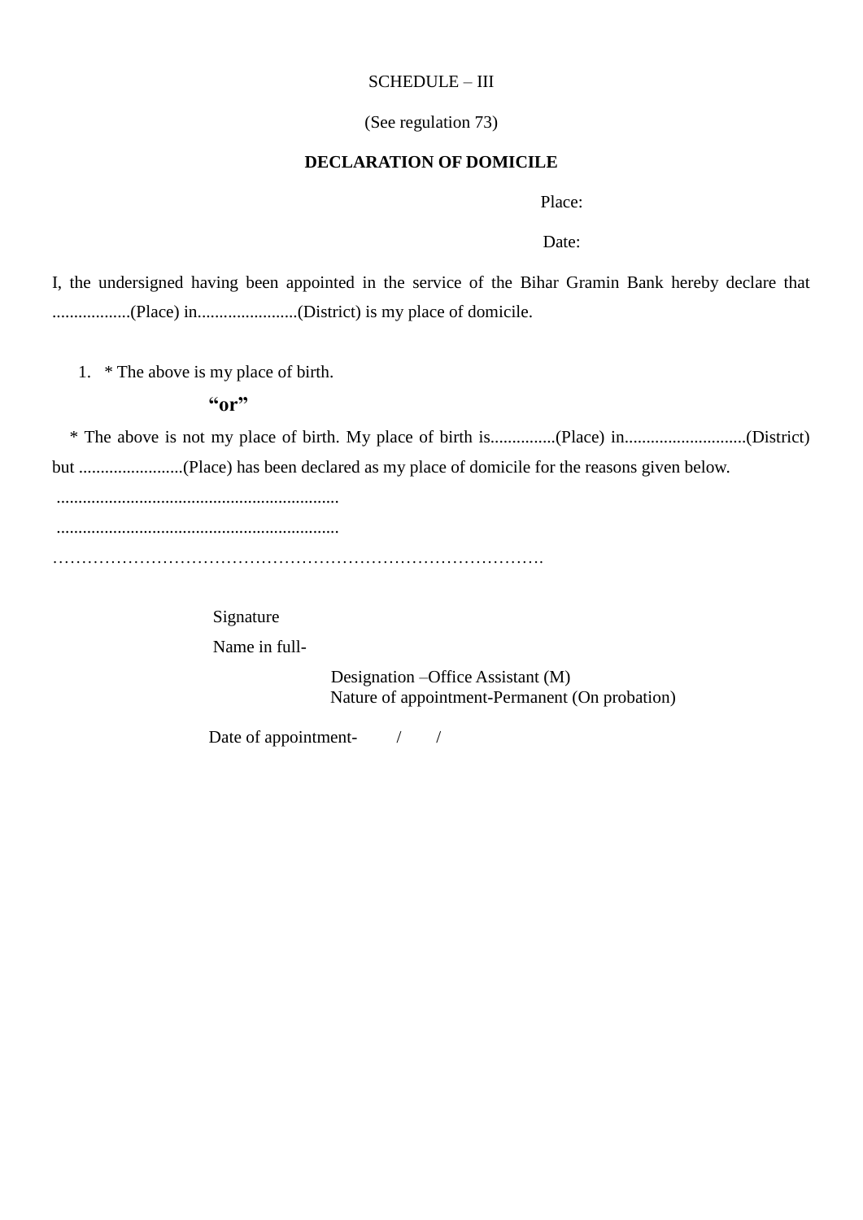SCHEDULE – III

(See regulation 73)

**DECLARATION OF DOMICILE**

Place:

Date:

I, the undersigned having been appointed in the service of the Bihar Gramin Bank hereby declare that ..................(Place) in.......................(District) is my place of domicile.

1. * The above is my place of birth.

**“or”**

* The above is not my place of birth. My place of birth is...............(Place) in............................(District) but ........................(Place) has been declared as my place of domicile for the reasons given below.

.................................................................

.................................................................

………………………………………………………………………….

Signature

Name in full-

Designation –Office Assistant (M)
Nature of appointment-Permanent (On probation)

Date of appointment- / /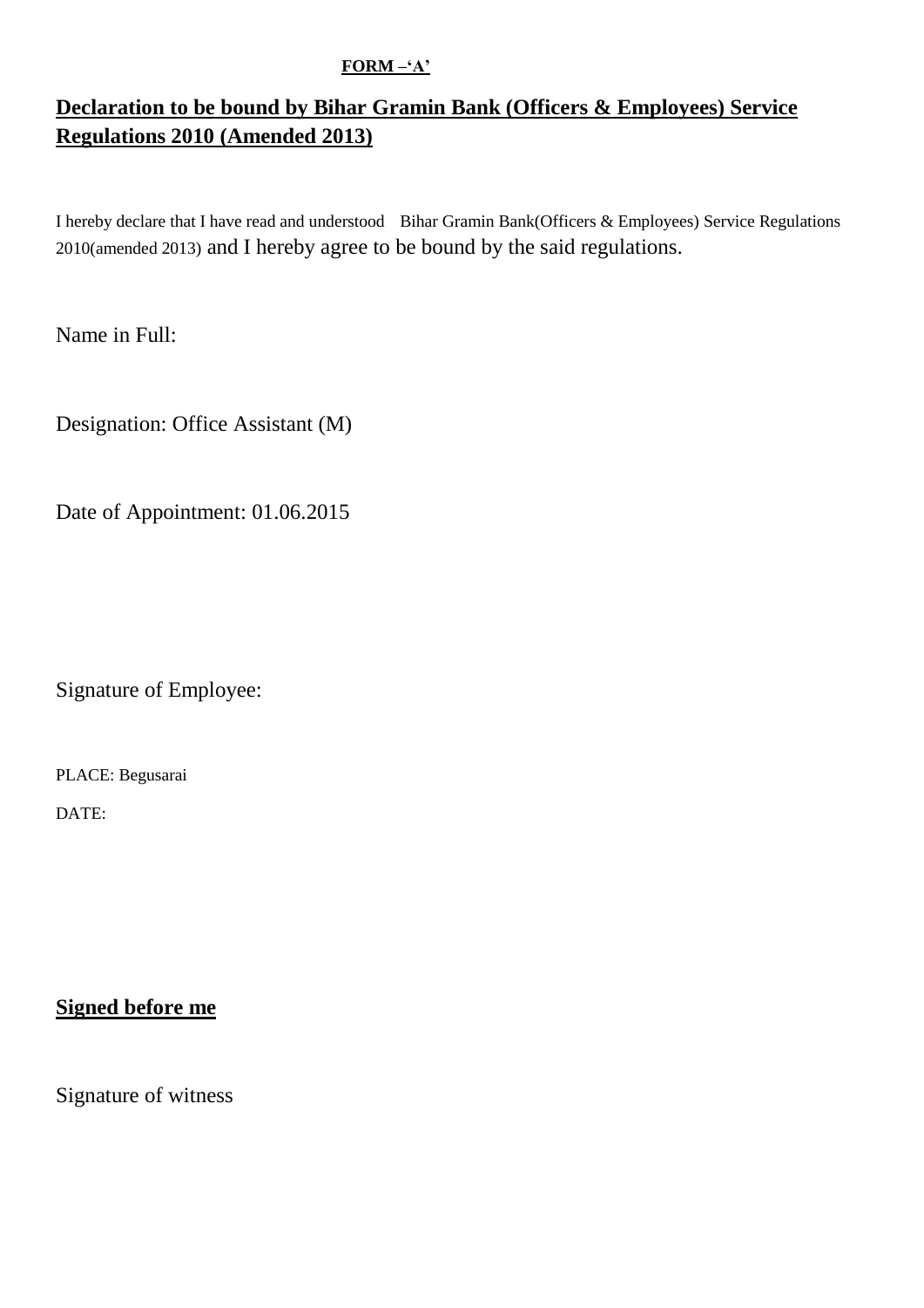**FORM –'A'**

## Declaration to be bound by Bihar Gramin Bank (Officers & Employees) Service Regulations 2010 (Amended 2013)

I hereby declare that I have read and understood Bihar Gramin Bank(Officers & Employees) Service Regulations 2010(amended 2013) and I hereby agree to be bound by the said regulations.

Name in Full:

Designation: Office Assistant (M)

Date of Appointment: 01.06.2015

Signature of Employee:

PLACE: Begusarai

DATE:

**Signed before me**

Signature of witness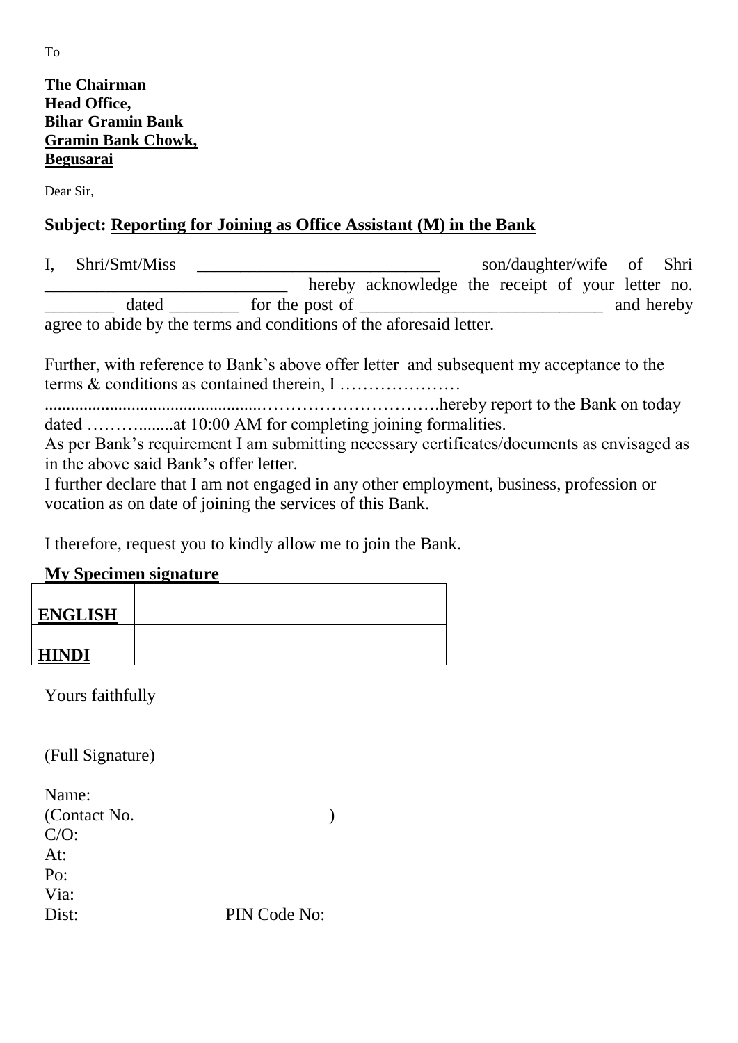To

**The Chairman**
**Head Office,**
**Bihar Gramin Bank**
**Gramin Bank Chowk,**
**Begusarai**

Dear Sir,

**Subject: Reporting for Joining as Office Assistant (M) in the Bank**

I, Shri/Smt/Miss ____________________________ son/daughter/wife of Shri ____________________________ hereby acknowledge the receipt of your letter no. ________ dated ________ for the post of ____________________________ and hereby agree to abide by the terms and conditions of the aforesaid letter.

Further, with reference to Bank's above offer letter and subsequent my acceptance to the terms & conditions as contained therein, I ………………… ..................................................…………………………hereby report to the Bank on today dated ……….......at 10:00 AM for completing joining formalities.
As per Bank's requirement I am submitting necessary certificates/documents as envisaged as in the above said Bank's offer letter.
I further declare that I am not engaged in any other employment, business, profession or vocation as on date of joining the services of this Bank.

I therefore, request you to kindly allow me to join the Bank.

**My Specimen signature**

| | |
|---|---|
| **ENGLISH** | |
| **HINDI** | |

Yours faithfully

(Full Signature)

Name:
(Contact No. )
C/O:
At:
Po:
Via:
Dist: PIN Code No: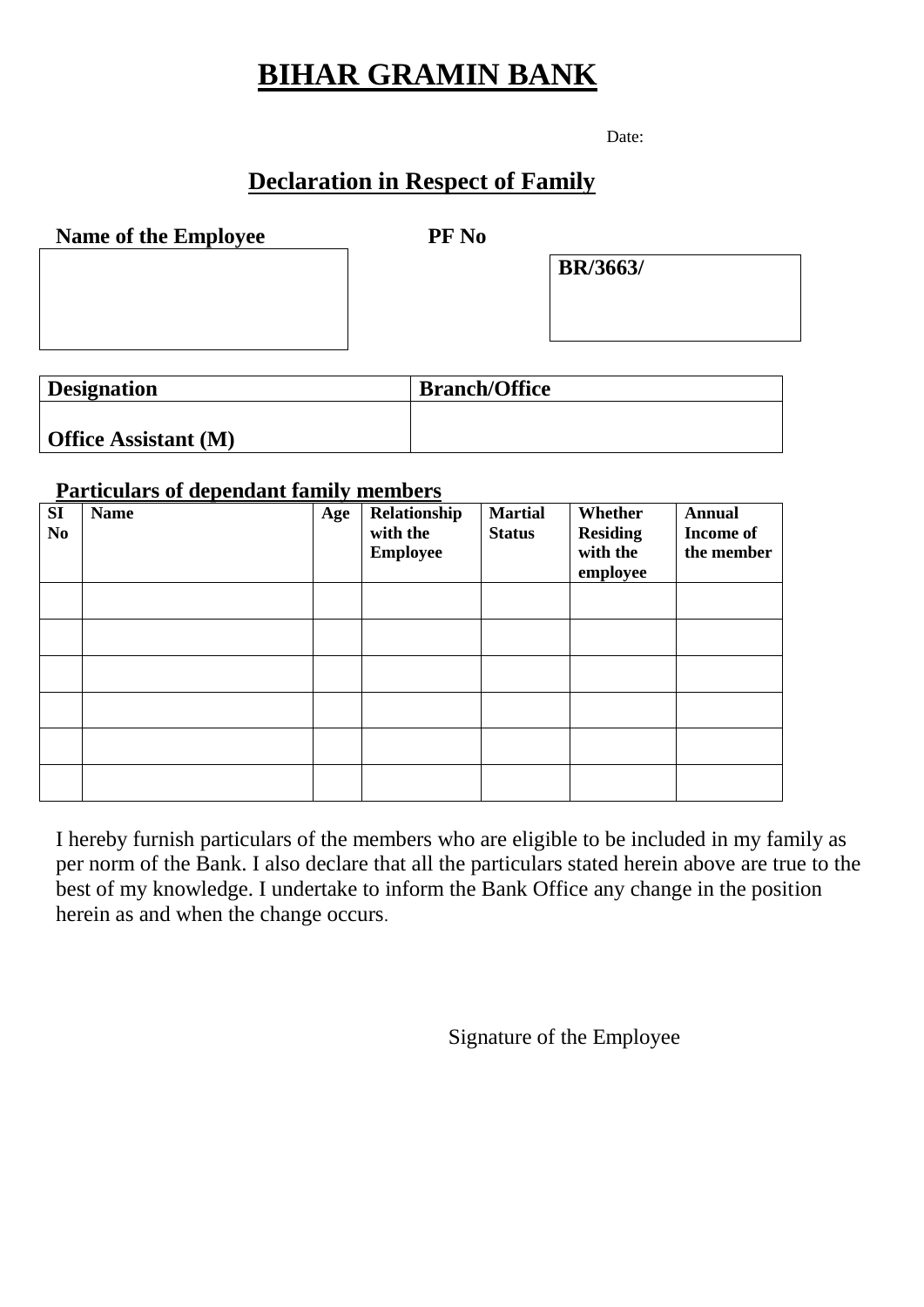# BIHAR GRAMIN BANK

Date:

## Declaration in Respect of Family

| Name of the Employee | PF No |
|---|---|
| | BR/3663/ |

| Designation | Branch/Office |
|---|---|
| Office Assistant (M) | |

**Particulars of dependant family members**

| SI No | Name | Age | Relationship with the Employee | Martial Status | Whether Residing with the employee | Annual Income of the member |
|---|---|---|---|---|---|---|
| | | | | | | |
| | | | | | | |
| | | | | | | |
| | | | | | | |
| | | | | | | |
| | | | | | | |

I hereby furnish particulars of the members who are eligible to be included in my family as per norm of the Bank. I also declare that all the particulars stated herein above are true to the best of my knowledge. I undertake to inform the Bank Office any change in the position herein as and when the change occurs.

Signature of the Employee